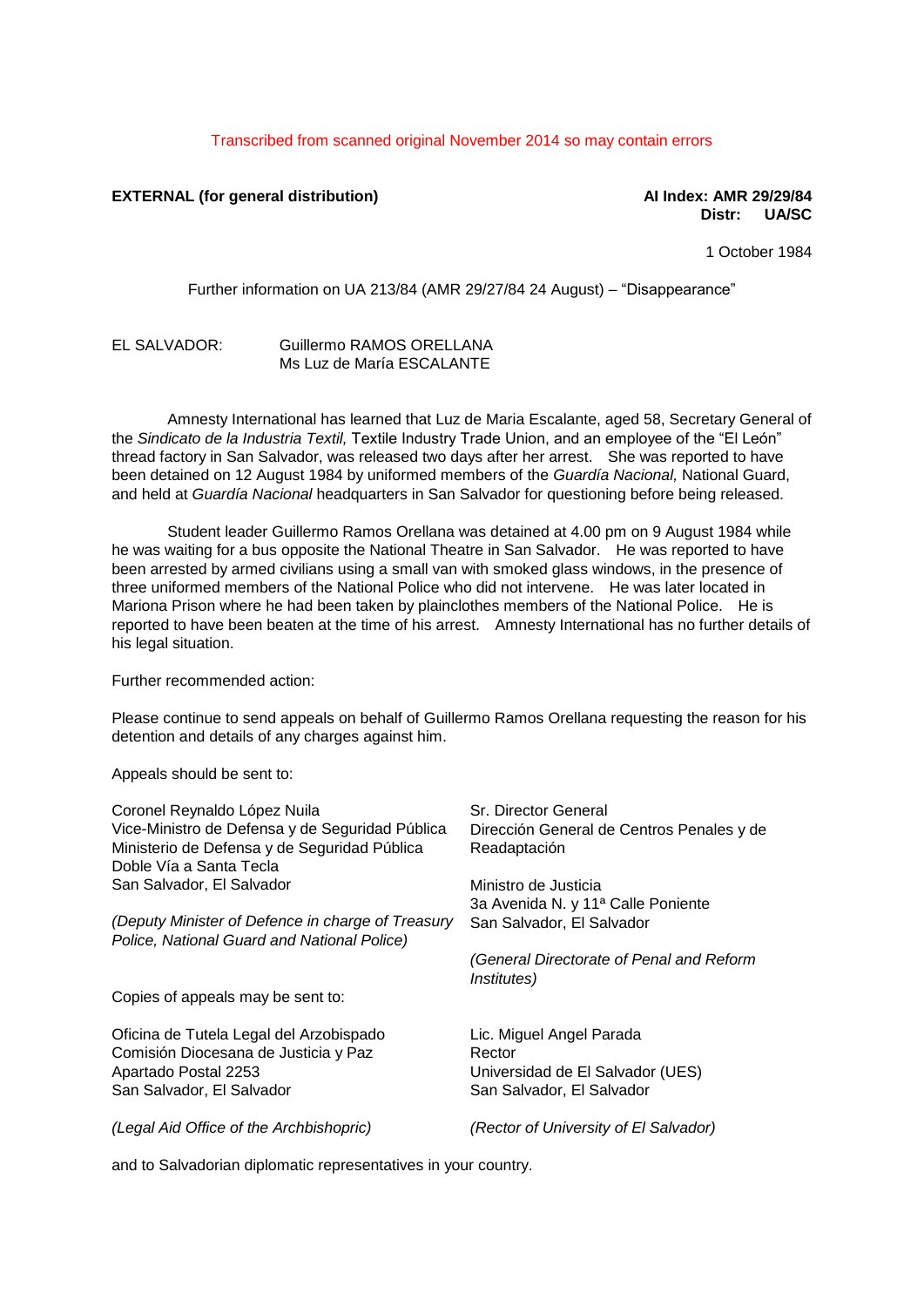Transcribed from scanned original November 2014 so may contain errors

**EXTERNAL (for general distribution)**

**AI Index: AMR 29/29/84**
**Distr: UA/SC**

1 October 1984

Further information on UA 213/84 (AMR 29/27/84 24 August) – "Disappearance"

EL SALVADOR: Guillermo RAMOS ORELLANA
Ms Luz de María ESCALANTE

Amnesty International has learned that Luz de Maria Escalante, aged 58, Secretary General of the *Sindicato de la Industria Textil,* Textile Industry Trade Union, and an employee of the "El León" thread factory in San Salvador, was released two days after her arrest. She was reported to have been detained on 12 August 1984 by uniformed members of the *Guardía Nacional,* National Guard, and held at *Guardía Nacional* headquarters in San Salvador for questioning before being released.

Student leader Guillermo Ramos Orellana was detained at 4.00 pm on 9 August 1984 while he was waiting for a bus opposite the National Theatre in San Salvador. He was reported to have been arrested by armed civilians using a small van with smoked glass windows, in the presence of three uniformed members of the National Police who did not intervene. He was later located in Mariona Prison where he had been taken by plainclothes members of the National Police. He is reported to have been beaten at the time of his arrest. Amnesty International has no further details of his legal situation.

Further recommended action:

Please continue to send appeals on behalf of Guillermo Ramos Orellana requesting the reason for his detention and details of any charges against him.

Appeals should be sent to:

Coronel Reynaldo López Nuila
Vice-Ministro de Defensa y de Seguridad Pública
Ministerio de Defensa y de Seguridad Pública
Doble Vía a Santa Tecla
San Salvador, El Salvador

*(Deputy Minister of Defence in charge of Treasury Police, National Guard and National Police)*

Sr. Director General
Dirección General de Centros Penales y de Readaptación

Ministro de Justicia
3a Avenida N. y 11ª Calle Poniente
San Salvador, El Salvador

*(General Directorate of Penal and Reform Institutes)*

Copies of appeals may be sent to:

Oficina de Tutela Legal del Arzobispado
Comisión Diocesana de Justicia y Paz
Apartado Postal 2253
San Salvador, El Salvador

*(Legal Aid Office of the Archbishopric)*

Lic. Miguel Angel Parada
Rector
Universidad de El Salvador (UES)
San Salvador, El Salvador

*(Rector of University of El Salvador)*

and to Salvadorian diplomatic representatives in your country.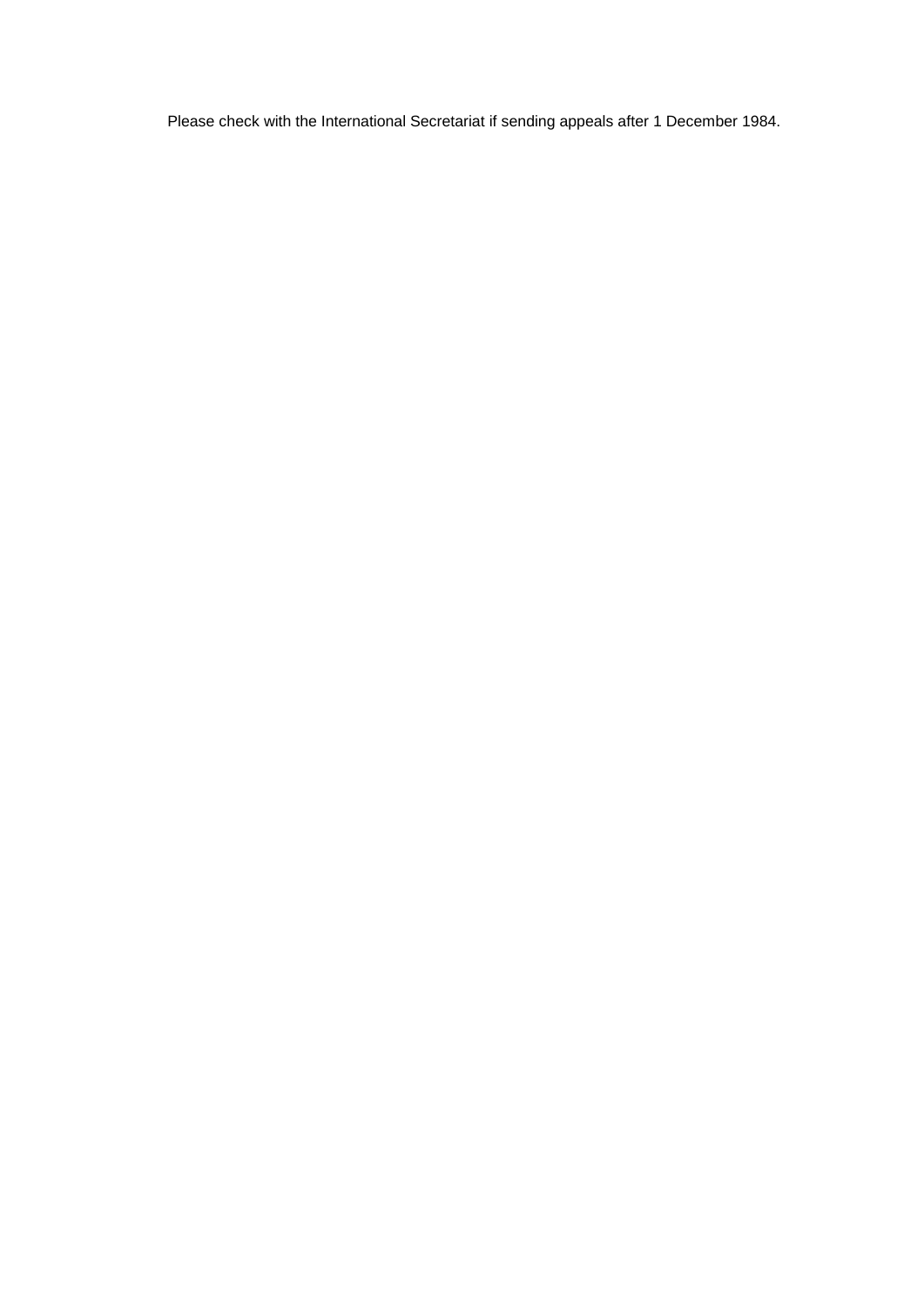Please check with the International Secretariat if sending appeals after 1 December 1984.